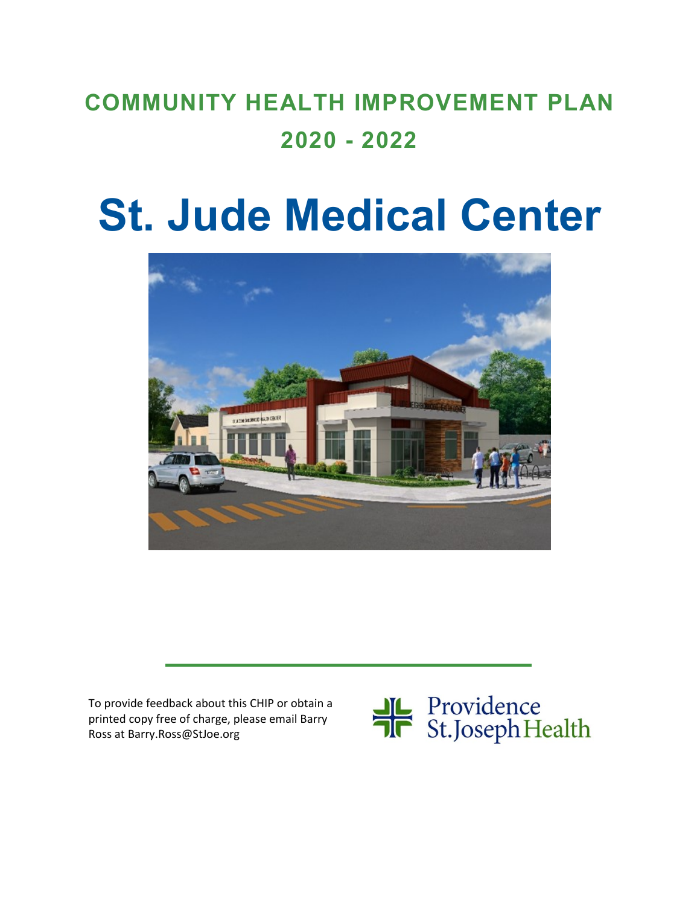# COMMUNITY HEALTH IMPROVEMENT PLAN
# 2020 - 2022

# St. Jude Medical Center

To provide feedback about this CHIP or obtain a printed copy free of charge, please email Barry Ross at Barry.Ross@StJoe.org

Providence St. Joseph Health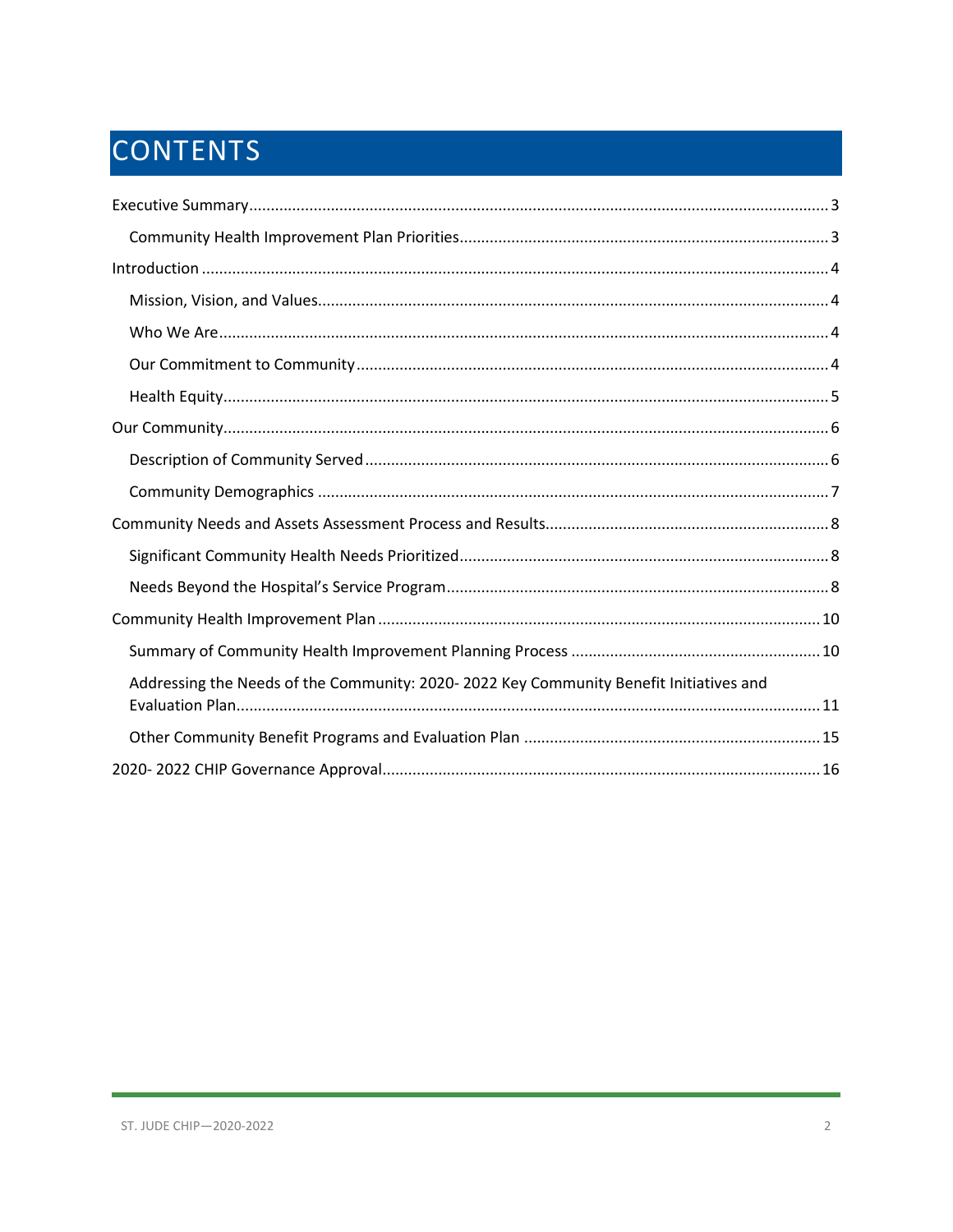# CONTENTS

Executive Summary ..... 3

- Community Health Improvement Plan Priorities ..... 3

Introduction ..... 4

- Mission, Vision, and Values ..... 4
- Who We Are ..... 4
- Our Commitment to Community ..... 4
- Health Equity ..... 5

Our Community ..... 6

- Description of Community Served ..... 6
- Community Demographics ..... 7

Community Needs and Assets Assessment Process and Results ..... 8

- Significant Community Health Needs Prioritized ..... 8
- Needs Beyond the Hospital's Service Program ..... 8

Community Health Improvement Plan ..... 10

- Summary of Community Health Improvement Planning Process ..... 10
- Addressing the Needs of the Community: 2020- 2022 Key Community Benefit Initiatives and Evaluation Plan ..... 11
- Other Community Benefit Programs and Evaluation Plan ..... 15

2020- 2022 CHIP Governance Approval ..... 16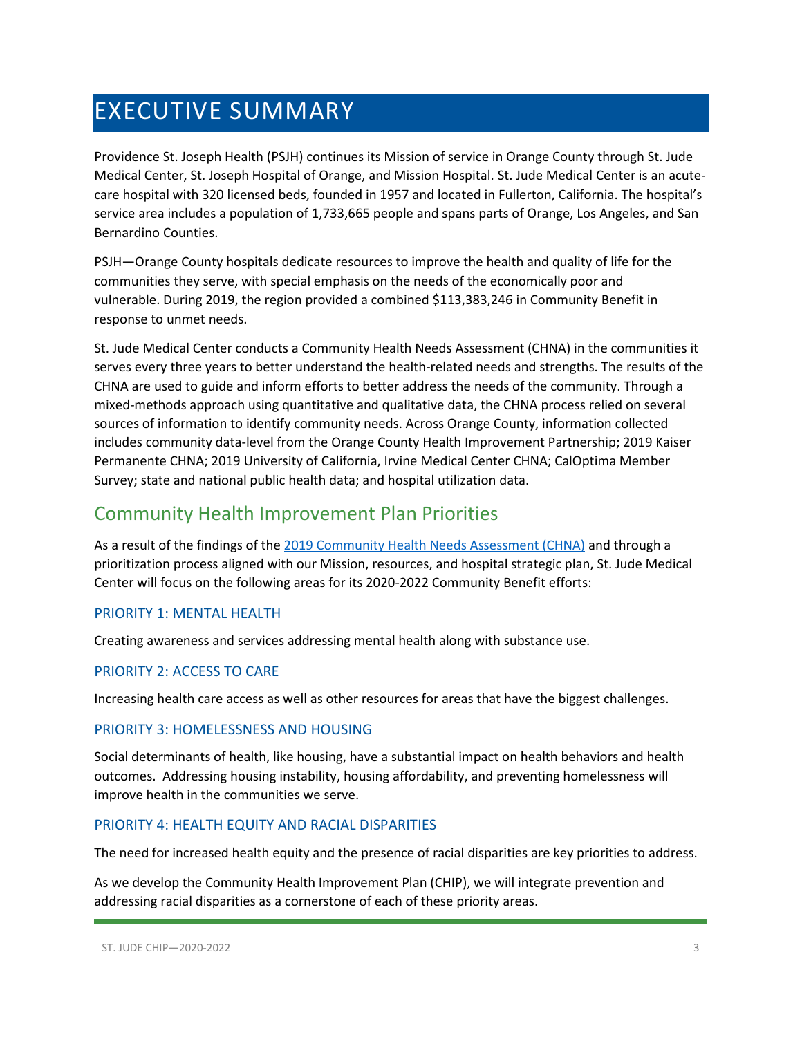# EXECUTIVE SUMMARY

Providence St. Joseph Health (PSJH) continues its Mission of service in Orange County through St. Jude Medical Center, St. Joseph Hospital of Orange, and Mission Hospital. St. Jude Medical Center is an acute-care hospital with 320 licensed beds, founded in 1957 and located in Fullerton, California. The hospital's service area includes a population of 1,733,665 people and spans parts of Orange, Los Angeles, and San Bernardino Counties.

PSJH—Orange County hospitals dedicate resources to improve the health and quality of life for the communities they serve, with special emphasis on the needs of the economically poor and vulnerable. During 2019, the region provided a combined $113,383,246 in Community Benefit in response to unmet needs.

St. Jude Medical Center conducts a Community Health Needs Assessment (CHNA) in the communities it serves every three years to better understand the health-related needs and strengths. The results of the CHNA are used to guide and inform efforts to better address the needs of the community. Through a mixed-methods approach using quantitative and qualitative data, the CHNA process relied on several sources of information to identify community needs. Across Orange County, information collected includes community data-level from the Orange County Health Improvement Partnership; 2019 Kaiser Permanente CHNA; 2019 University of California, Irvine Medical Center CHNA; CalOptima Member Survey; state and national public health data; and hospital utilization data.

## Community Health Improvement Plan Priorities

As a result of the findings of the [2019 Community Health Needs Assessment (CHNA)]() and through a prioritization process aligned with our Mission, resources, and hospital strategic plan, St. Jude Medical Center will focus on the following areas for its 2020-2022 Community Benefit efforts:

### PRIORITY 1: MENTAL HEALTH

Creating awareness and services addressing mental health along with substance use.

### PRIORITY 2: ACCESS TO CARE

Increasing health care access as well as other resources for areas that have the biggest challenges.

### PRIORITY 3: HOMELESSNESS AND HOUSING

Social determinants of health, like housing, have a substantial impact on health behaviors and health outcomes. Addressing housing instability, housing affordability, and preventing homelessness will improve health in the communities we serve.

### PRIORITY 4: HEALTH EQUITY AND RACIAL DISPARITIES

The need for increased health equity and the presence of racial disparities are key priorities to address.

As we develop the Community Health Improvement Plan (CHIP), we will integrate prevention and addressing racial disparities as a cornerstone of each of these priority areas.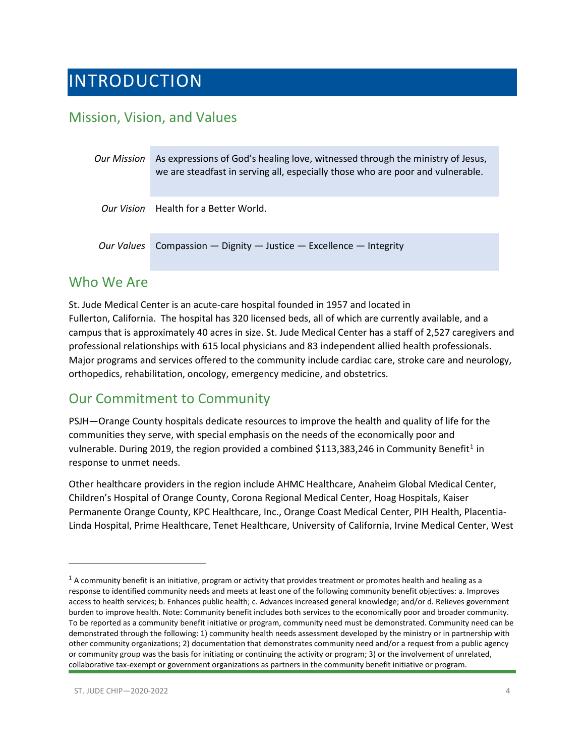# INTRODUCTION

## Mission, Vision, and Values

| | |
|---|---|
| *Our Mission* | As expressions of God's healing love, witnessed through the ministry of Jesus, we are steadfast in serving all, especially those who are poor and vulnerable. |
| *Our Vision* | Health for a Better World. |
| *Our Values* | Compassion — Dignity — Justice — Excellence — Integrity |

## Who We Are

St. Jude Medical Center is an acute-care hospital founded in 1957 and located in Fullerton, California. The hospital has 320 licensed beds, all of which are currently available, and a campus that is approximately 40 acres in size. St. Jude Medical Center has a staff of 2,527 caregivers and professional relationships with 615 local physicians and 83 independent allied health professionals. Major programs and services offered to the community include cardiac care, stroke care and neurology, orthopedics, rehabilitation, oncology, emergency medicine, and obstetrics.

## Our Commitment to Community

PSJH—Orange County hospitals dedicate resources to improve the health and quality of life for the communities they serve, with special emphasis on the needs of the economically poor and vulnerable. During 2019, the region provided a combined $113,383,246 in Community Benefit[1] in response to unmet needs.

Other healthcare providers in the region include AHMC Healthcare, Anaheim Global Medical Center, Children's Hospital of Orange County, Corona Regional Medical Center, Hoag Hospitals, Kaiser Permanente Orange County, KPC Healthcare, Inc., Orange Coast Medical Center, PIH Health, Placentia-Linda Hospital, Prime Healthcare, Tenet Healthcare, University of California, Irvine Medical Center, West

---

[1] A community benefit is an initiative, program or activity that provides treatment or promotes health and healing as a response to identified community needs and meets at least one of the following community benefit objectives: a. Improves access to health services; b. Enhances public health; c. Advances increased general knowledge; and/or d. Relieves government burden to improve health. Note: Community benefit includes both services to the economically poor and broader community. To be reported as a community benefit initiative or program, community need must be demonstrated. Community need can be demonstrated through the following: 1) community health needs assessment developed by the ministry or in partnership with other community organizations; 2) documentation that demonstrates community need and/or a request from a public agency or community group was the basis for initiating or continuing the activity or program; 3) or the involvement of unrelated, collaborative tax-exempt or government organizations as partners in the community benefit initiative or program.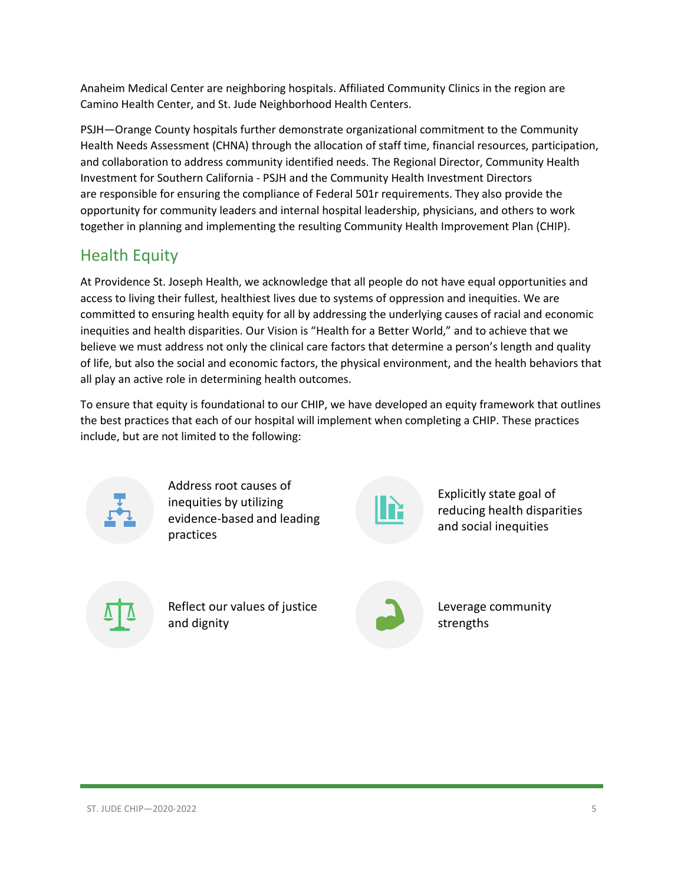Anaheim Medical Center are neighboring hospitals. Affiliated Community Clinics in the region are Camino Health Center, and St. Jude Neighborhood Health Centers.

PSJH—Orange County hospitals further demonstrate organizational commitment to the Community Health Needs Assessment (CHNA) through the allocation of staff time, financial resources, participation, and collaboration to address community identified needs. The Regional Director, Community Health Investment for Southern California - PSJH and the Community Health Investment Directors are responsible for ensuring the compliance of Federal 501r requirements. They also provide the opportunity for community leaders and internal hospital leadership, physicians, and others to work together in planning and implementing the resulting Community Health Improvement Plan (CHIP).

## Health Equity

At Providence St. Joseph Health, we acknowledge that all people do not have equal opportunities and access to living their fullest, healthiest lives due to systems of oppression and inequities. We are committed to ensuring health equity for all by addressing the underlying causes of racial and economic inequities and health disparities. Our Vision is "Health for a Better World," and to achieve that we believe we must address not only the clinical care factors that determine a person's length and quality of life, but also the social and economic factors, the physical environment, and the health behaviors that all play an active role in determining health outcomes.

To ensure that equity is foundational to our CHIP, we have developed an equity framework that outlines the best practices that each of our hospital will implement when completing a CHIP. These practices include, but are not limited to the following:

- Address root causes of inequities by utilizing evidence-based and leading practices
- Explicitly state goal of reducing health disparities and social inequities
- Reflect our values of justice and dignity
- Leverage community strengths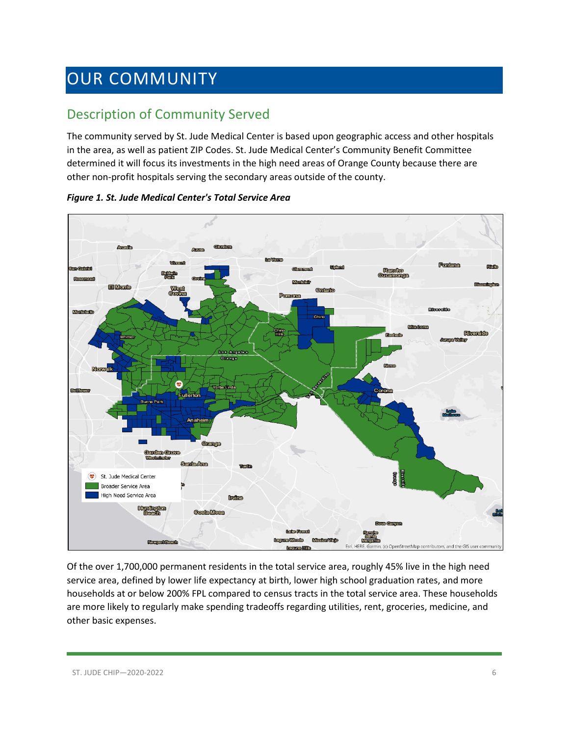# OUR COMMUNITY

## Description of Community Served

The community served by St. Jude Medical Center is based upon geographic access and other hospitals in the area, as well as patient ZIP Codes. St. Jude Medical Center's Community Benefit Committee determined it will focus its investments in the high need areas of Orange County because there are other non-profit hospitals serving the secondary areas outside of the county.

***Figure 1. St. Jude Medical Center's Total Service Area***

Of the over 1,700,000 permanent residents in the total service area, roughly 45% live in the high need service area, defined by lower life expectancy at birth, lower high school graduation rates, and more households at or below 200% FPL compared to census tracts in the total service area. These households are more likely to regularly make spending tradeoffs regarding utilities, rent, groceries, medicine, and other basic expenses.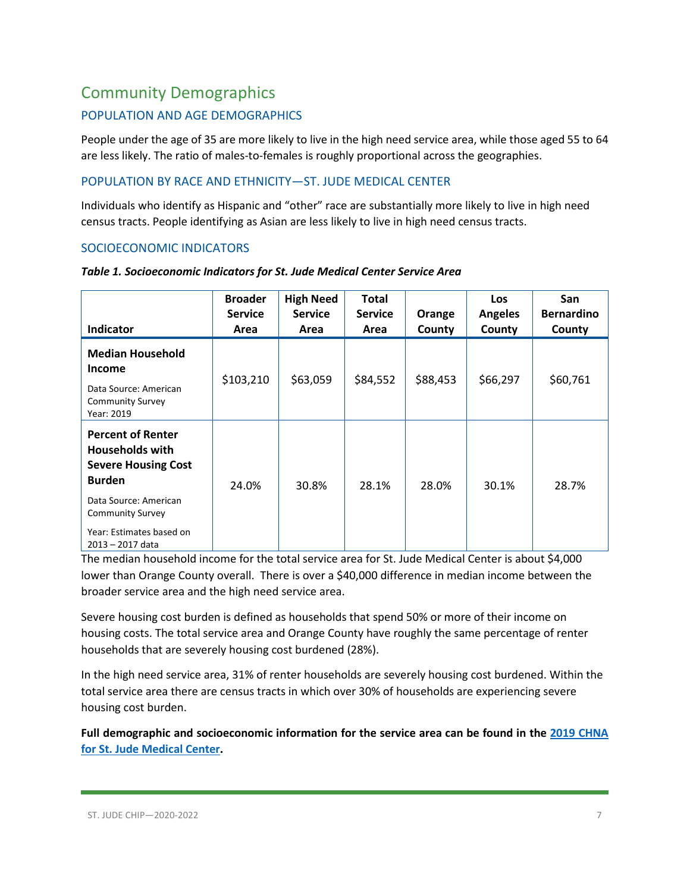## Community Demographics

### POPULATION AND AGE DEMOGRAPHICS

People under the age of 35 are more likely to live in the high need service area, while those aged 55 to 64 are less likely. The ratio of males-to-females is roughly proportional across the geographies.

### POPULATION BY RACE AND ETHNICITY—ST. JUDE MEDICAL CENTER

Individuals who identify as Hispanic and "other" race are substantially more likely to live in high need census tracts. People identifying as Asian are less likely to live in high need census tracts.

### SOCIOECONOMIC INDICATORS

***Table 1. Socioeconomic Indicators for St. Jude Medical Center Service Area***

| Indicator | Broader Service Area | High Need Service Area | Total Service Area | Orange County | Los Angeles County | San Bernardino County |
|---|---|---|---|---|---|---|
| **Median Household Income**<br>Data Source: American Community Survey<br>Year: 2019 | $103,210 | $63,059 | $84,552 | $88,453 | $66,297 | $60,761 |
| **Percent of Renter Households with Severe Housing Cost Burden**<br>Data Source: American Community Survey<br>Year: Estimates based on 2013 – 2017 data | 24.0% | 30.8% | 28.1% | 28.0% | 30.1% | 28.7% |

The median household income for the total service area for St. Jude Medical Center is about $4,000 lower than Orange County overall. There is over a $40,000 difference in median income between the broader service area and the high need service area.

Severe housing cost burden is defined as households that spend 50% or more of their income on housing costs. The total service area and Orange County have roughly the same percentage of renter households that are severely housing cost burdened (28%).

In the high need service area, 31% of renter households are severely housing cost burdened. Within the total service area there are census tracts in which over 30% of households are experiencing severe housing cost burden.

**Full demographic and socioeconomic information for the service area can be found in the [2019 CHNA for St. Jude Medical Center](#).**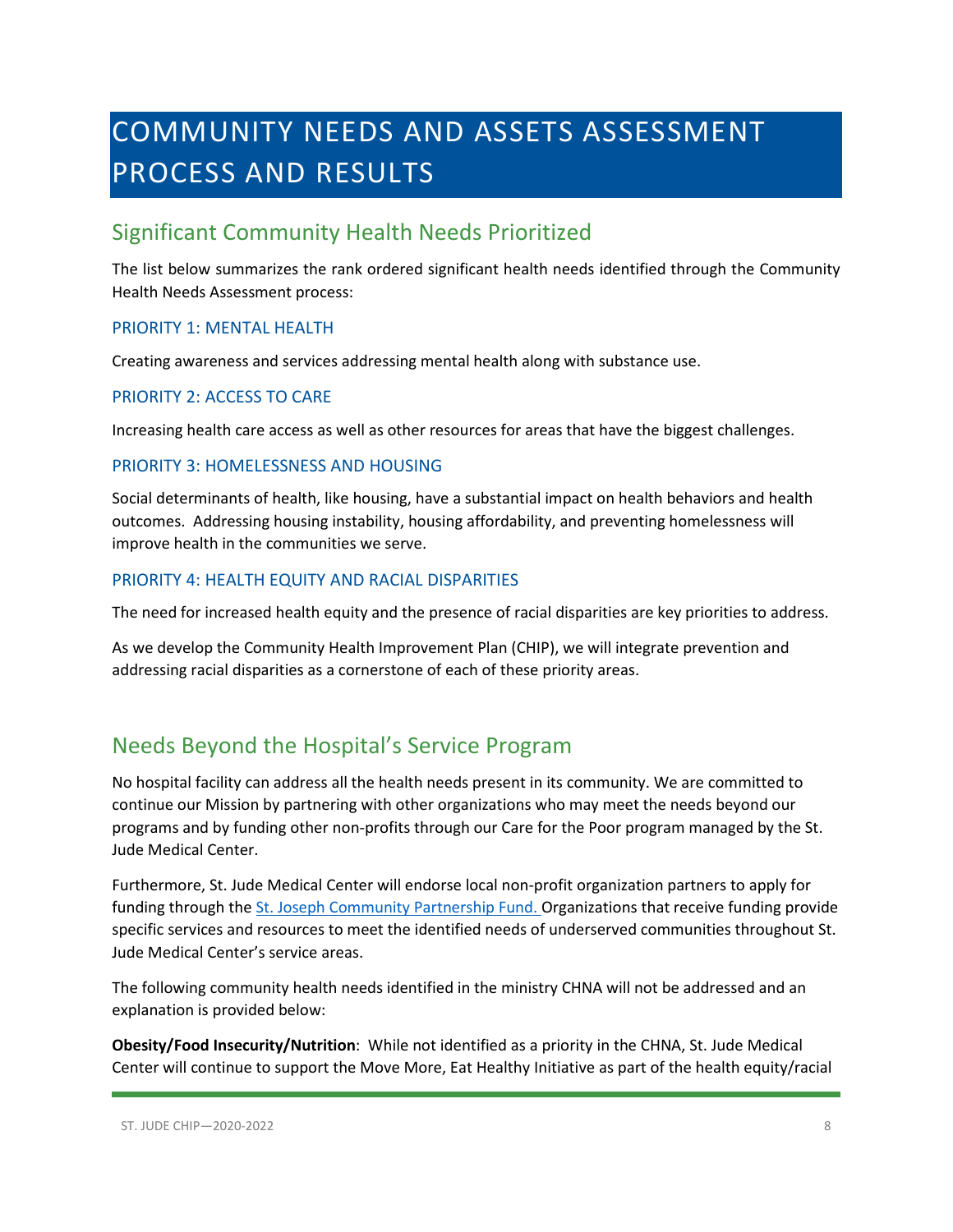# COMMUNITY NEEDS AND ASSETS ASSESSMENT PROCESS AND RESULTS

## Significant Community Health Needs Prioritized

The list below summarizes the rank ordered significant health needs identified through the Community Health Needs Assessment process:

### PRIORITY 1: MENTAL HEALTH

Creating awareness and services addressing mental health along with substance use.

### PRIORITY 2: ACCESS TO CARE

Increasing health care access as well as other resources for areas that have the biggest challenges.

### PRIORITY 3: HOMELESSNESS AND HOUSING

Social determinants of health, like housing, have a substantial impact on health behaviors and health outcomes. Addressing housing instability, housing affordability, and preventing homelessness will improve health in the communities we serve.

### PRIORITY 4: HEALTH EQUITY AND RACIAL DISPARITIES

The need for increased health equity and the presence of racial disparities are key priorities to address.

As we develop the Community Health Improvement Plan (CHIP), we will integrate prevention and addressing racial disparities as a cornerstone of each of these priority areas.

## Needs Beyond the Hospital's Service Program

No hospital facility can address all the health needs present in its community. We are committed to continue our Mission by partnering with other organizations who may meet the needs beyond our programs and by funding other non-profits through our Care for the Poor program managed by the St. Jude Medical Center.

Furthermore, St. Jude Medical Center will endorse local non-profit organization partners to apply for funding through the St. Joseph Community Partnership Fund. Organizations that receive funding provide specific services and resources to meet the identified needs of underserved communities throughout St. Jude Medical Center's service areas.

The following community health needs identified in the ministry CHNA will not be addressed and an explanation is provided below:

**Obesity/Food Insecurity/Nutrition**: While not identified as a priority in the CHNA, St. Jude Medical Center will continue to support the Move More, Eat Healthy Initiative as part of the health equity/racial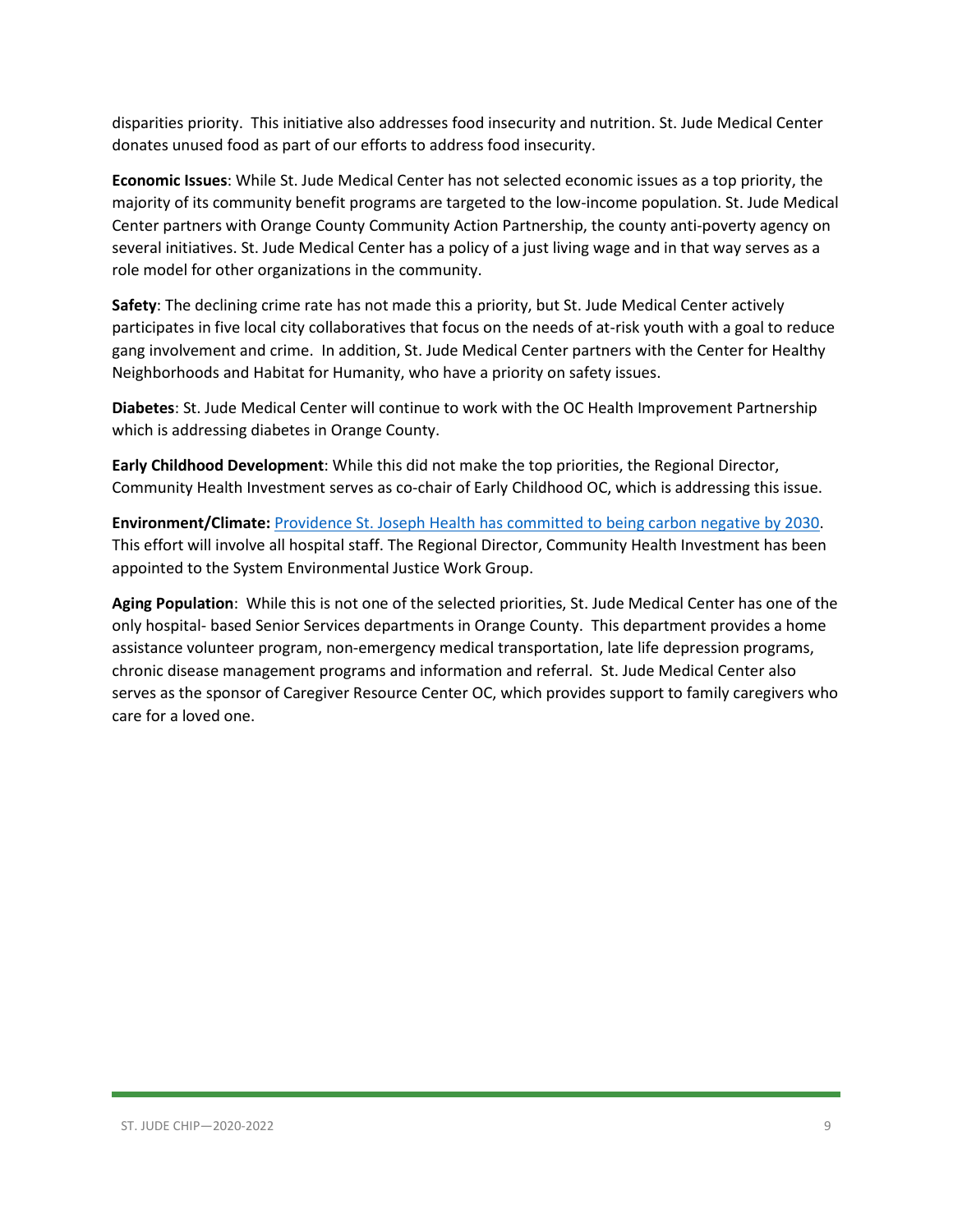disparities priority. This initiative also addresses food insecurity and nutrition. St. Jude Medical Center donates unused food as part of our efforts to address food insecurity.

**Economic Issues**: While St. Jude Medical Center has not selected economic issues as a top priority, the majority of its community benefit programs are targeted to the low-income population. St. Jude Medical Center partners with Orange County Community Action Partnership, the county anti-poverty agency on several initiatives. St. Jude Medical Center has a policy of a just living wage and in that way serves as a role model for other organizations in the community.

**Safety**: The declining crime rate has not made this a priority, but St. Jude Medical Center actively participates in five local city collaboratives that focus on the needs of at-risk youth with a goal to reduce gang involvement and crime. In addition, St. Jude Medical Center partners with the Center for Healthy Neighborhoods and Habitat for Humanity, who have a priority on safety issues.

**Diabetes**: St. Jude Medical Center will continue to work with the OC Health Improvement Partnership which is addressing diabetes in Orange County.

**Early Childhood Development**: While this did not make the top priorities, the Regional Director, Community Health Investment serves as co-chair of Early Childhood OC, which is addressing this issue.

**Environment/Climate:** Providence St. Joseph Health has committed to being carbon negative by 2030. This effort will involve all hospital staff. The Regional Director, Community Health Investment has been appointed to the System Environmental Justice Work Group.

**Aging Population**: While this is not one of the selected priorities, St. Jude Medical Center has one of the only hospital- based Senior Services departments in Orange County. This department provides a home assistance volunteer program, non-emergency medical transportation, late life depression programs, chronic disease management programs and information and referral. St. Jude Medical Center also serves as the sponsor of Caregiver Resource Center OC, which provides support to family caregivers who care for a loved one.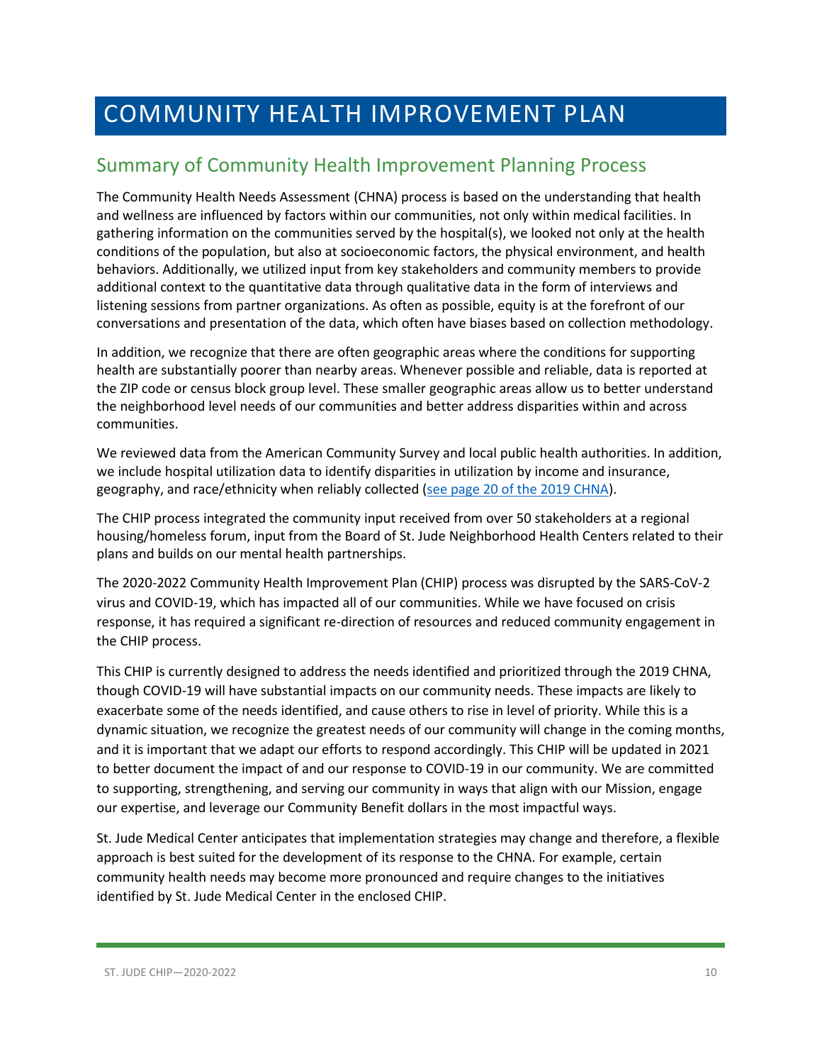# COMMUNITY HEALTH IMPROVEMENT PLAN

## Summary of Community Health Improvement Planning Process

The Community Health Needs Assessment (CHNA) process is based on the understanding that health and wellness are influenced by factors within our communities, not only within medical facilities. In gathering information on the communities served by the hospital(s), we looked not only at the health conditions of the population, but also at socioeconomic factors, the physical environment, and health behaviors. Additionally, we utilized input from key stakeholders and community members to provide additional context to the quantitative data through qualitative data in the form of interviews and listening sessions from partner organizations. As often as possible, equity is at the forefront of our conversations and presentation of the data, which often have biases based on collection methodology.

In addition, we recognize that there are often geographic areas where the conditions for supporting health are substantially poorer than nearby areas. Whenever possible and reliable, data is reported at the ZIP code or census block group level. These smaller geographic areas allow us to better understand the neighborhood level needs of our communities and better address disparities within and across communities.

We reviewed data from the American Community Survey and local public health authorities. In addition, we include hospital utilization data to identify disparities in utilization by income and insurance, geography, and race/ethnicity when reliably collected (see page 20 of the 2019 CHNA).

The CHIP process integrated the community input received from over 50 stakeholders at a regional housing/homeless forum, input from the Board of St. Jude Neighborhood Health Centers related to their plans and builds on our mental health partnerships.

The 2020-2022 Community Health Improvement Plan (CHIP) process was disrupted by the SARS-CoV-2 virus and COVID-19, which has impacted all of our communities. While we have focused on crisis response, it has required a significant re-direction of resources and reduced community engagement in the CHIP process.

This CHIP is currently designed to address the needs identified and prioritized through the 2019 CHNA, though COVID-19 will have substantial impacts on our community needs. These impacts are likely to exacerbate some of the needs identified, and cause others to rise in level of priority. While this is a dynamic situation, we recognize the greatest needs of our community will change in the coming months, and it is important that we adapt our efforts to respond accordingly. This CHIP will be updated in 2021 to better document the impact of and our response to COVID-19 in our community. We are committed to supporting, strengthening, and serving our community in ways that align with our Mission, engage our expertise, and leverage our Community Benefit dollars in the most impactful ways.

St. Jude Medical Center anticipates that implementation strategies may change and therefore, a flexible approach is best suited for the development of its response to the CHNA. For example, certain community health needs may become more pronounced and require changes to the initiatives identified by St. Jude Medical Center in the enclosed CHIP.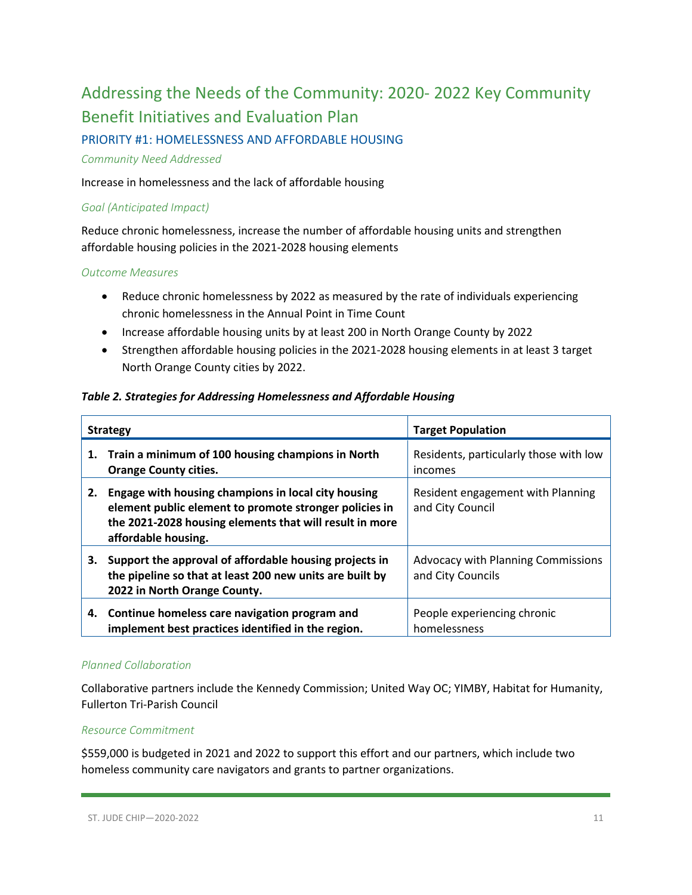# Addressing the Needs of the Community: 2020- 2022 Key Community Benefit Initiatives and Evaluation Plan

## PRIORITY #1: HOMELESSNESS AND AFFORDABLE HOUSING

### *Community Need Addressed*

Increase in homelessness and the lack of affordable housing

### *Goal (Anticipated Impact)*

Reduce chronic homelessness, increase the number of affordable housing units and strengthen affordable housing policies in the 2021-2028 housing elements

### *Outcome Measures*

- Reduce chronic homelessness by 2022 as measured by the rate of individuals experiencing chronic homelessness in the Annual Point in Time Count
- Increase affordable housing units by at least 200 in North Orange County by 2022
- Strengthen affordable housing policies in the 2021-2028 housing elements in at least 3 target North Orange County cities by 2022.

***Table 2. Strategies for Addressing Homelessness and Affordable Housing***

| Strategy | Target Population |
|---|---|
| **1. Train a minimum of 100 housing champions in North Orange County cities.** | Residents, particularly those with low incomes |
| **2. Engage with housing champions in local city housing element public element to promote stronger policies in the 2021-2028 housing elements that will result in more affordable housing.** | Resident engagement with Planning and City Council |
| **3. Support the approval of affordable housing projects in the pipeline so that at least 200 new units are built by 2022 in North Orange County.** | Advocacy with Planning Commissions and City Councils |
| **4. Continue homeless care navigation program and implement best practices identified in the region.** | People experiencing chronic homelessness |

### *Planned Collaboration*

Collaborative partners include the Kennedy Commission; United Way OC; YIMBY, Habitat for Humanity, Fullerton Tri-Parish Council

### *Resource Commitment*

$559,000 is budgeted in 2021 and 2022 to support this effort and our partners, which include two homeless community care navigators and grants to partner organizations.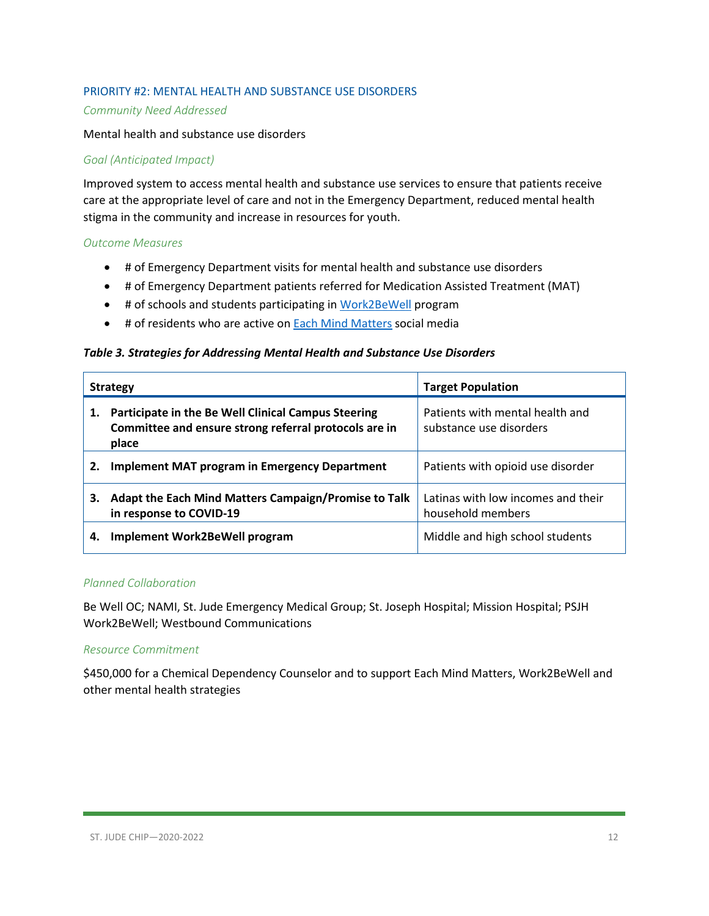### PRIORITY #2: MENTAL HEALTH AND SUBSTANCE USE DISORDERS

*Community Need Addressed*

Mental health and substance use disorders

*Goal (Anticipated Impact)*

Improved system to access mental health and substance use services to ensure that patients receive care at the appropriate level of care and not in the Emergency Department, reduced mental health stigma in the community and increase in resources for youth.

*Outcome Measures*

- # of Emergency Department visits for mental health and substance use disorders
- # of Emergency Department patients referred for Medication Assisted Treatment (MAT)
- # of schools and students participating in Work2BeWell program
- # of residents who are active on Each Mind Matters social media

***Table 3. Strategies for Addressing Mental Health and Substance Use Disorders***

| Strategy | Target Population |
|---|---|
| **1. Participate in the Be Well Clinical Campus Steering Committee and ensure strong referral protocols are in place** | Patients with mental health and substance use disorders |
| **2. Implement MAT program in Emergency Department** | Patients with opioid use disorder |
| **3. Adapt the Each Mind Matters Campaign/Promise to Talk in response to COVID-19** | Latinas with low incomes and their household members |
| **4. Implement Work2BeWell program** | Middle and high school students |

*Planned Collaboration*

Be Well OC; NAMI, St. Jude Emergency Medical Group; St. Joseph Hospital; Mission Hospital; PSJH Work2BeWell; Westbound Communications

*Resource Commitment*

$450,000 for a Chemical Dependency Counselor and to support Each Mind Matters, Work2BeWell and other mental health strategies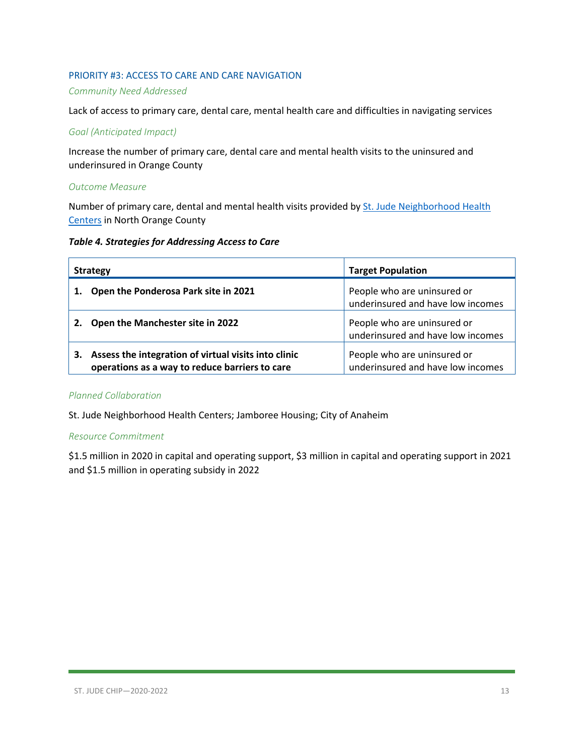## PRIORITY #3: ACCESS TO CARE AND CARE NAVIGATION

*Community Need Addressed*

Lack of access to primary care, dental care, mental health care and difficulties in navigating services

*Goal (Anticipated Impact)*

Increase the number of primary care, dental care and mental health visits to the uninsured and underinsured in Orange County

*Outcome Measure*

Number of primary care, dental and mental health visits provided by St. Jude Neighborhood Health Centers in North Orange County

***Table 4. Strategies for Addressing Access to Care***

| Strategy | Target Population |
|---|---|
| **1. Open the Ponderosa Park site in 2021** | People who are uninsured or underinsured and have low incomes |
| **2. Open the Manchester site in 2022** | People who are uninsured or underinsured and have low incomes |
| **3. Assess the integration of virtual visits into clinic operations as a way to reduce barriers to care** | People who are uninsured or underinsured and have low incomes |

*Planned Collaboration*

St. Jude Neighborhood Health Centers; Jamboree Housing; City of Anaheim

*Resource Commitment*

$1.5 million in 2020 in capital and operating support, $3 million in capital and operating support in 2021 and $1.5 million in operating subsidy in 2022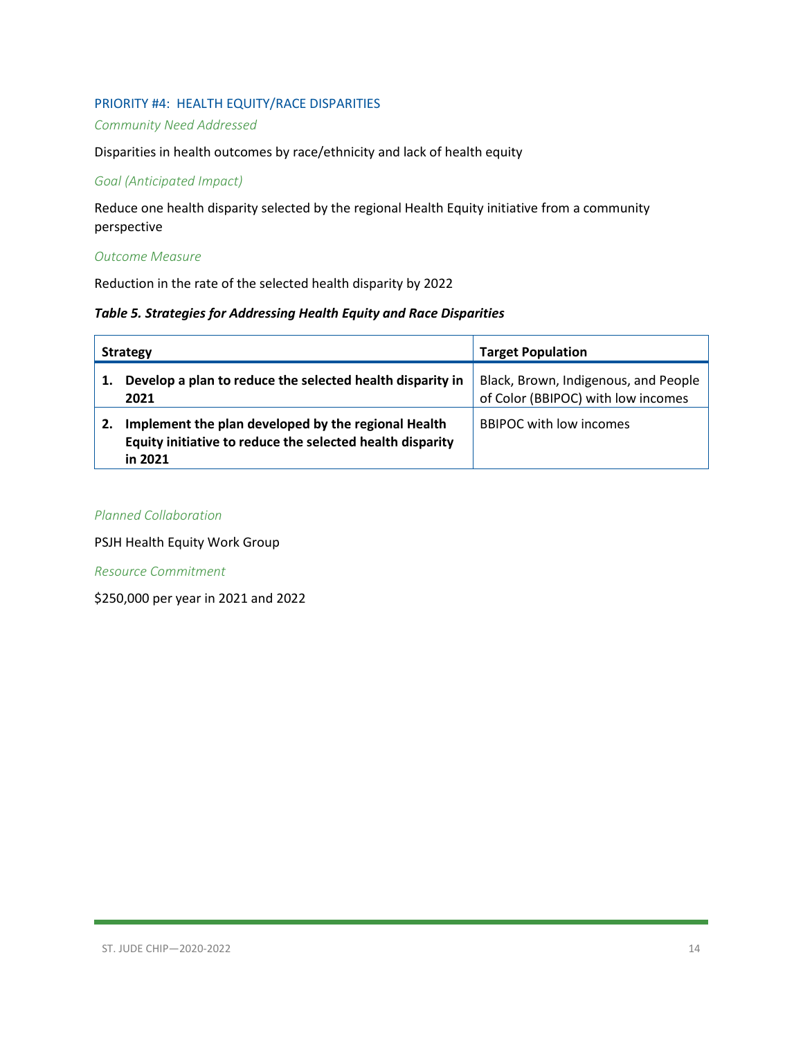## PRIORITY #4: HEALTH EQUITY/RACE DISPARITIES

*Community Need Addressed*

Disparities in health outcomes by race/ethnicity and lack of health equity

*Goal (Anticipated Impact)*

Reduce one health disparity selected by the regional Health Equity initiative from a community perspective

*Outcome Measure*

Reduction in the rate of the selected health disparity by 2022

***Table 5. Strategies for Addressing Health Equity and Race Disparities***

| Strategy | Target Population |
|---|---|
| **1. Develop a plan to reduce the selected health disparity in 2021** | Black, Brown, Indigenous, and People of Color (BBIPOC) with low incomes |
| **2. Implement the plan developed by the regional Health Equity initiative to reduce the selected health disparity in 2021** | BBIPOC with low incomes |

*Planned Collaboration*

PSJH Health Equity Work Group

*Resource Commitment*

$250,000 per year in 2021 and 2022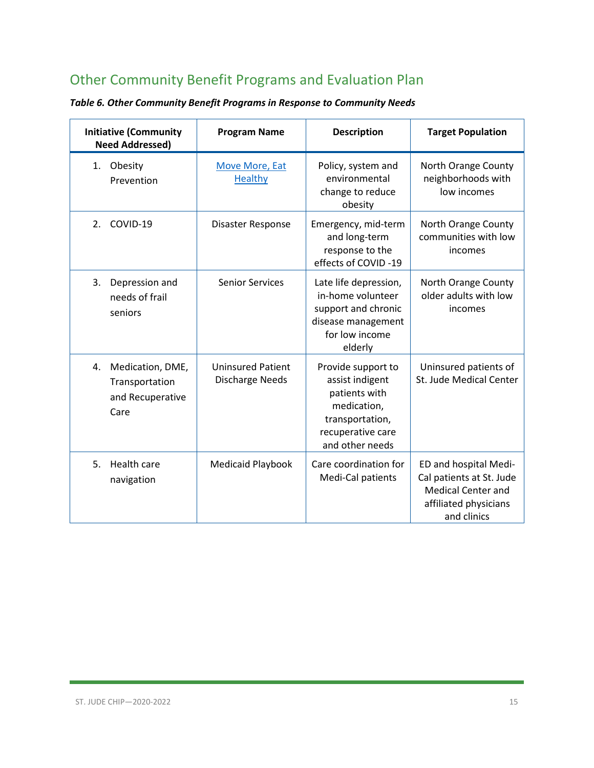## Other Community Benefit Programs and Evaluation Plan

***Table 6. Other Community Benefit Programs in Response to Community Needs***

| Initiative (Community Need Addressed) | Program Name | Description | Target Population |
|---|---|---|---|
| 1. Obesity Prevention | Move More, Eat Healthy | Policy, system and environmental change to reduce obesity | North Orange County neighborhoods with low incomes |
| 2. COVID-19 | Disaster Response | Emergency, mid-term and long-term response to the effects of COVID -19 | North Orange County communities with low incomes |
| 3. Depression and needs of frail seniors | Senior Services | Late life depression, in-home volunteer support and chronic disease management for low income elderly | North Orange County older adults with low incomes |
| 4. Medication, DME, Transportation and Recuperative Care | Uninsured Patient Discharge Needs | Provide support to assist indigent patients with medication, transportation, recuperative care and other needs | Uninsured patients of St. Jude Medical Center |
| 5. Health care navigation | Medicaid Playbook | Care coordination for Medi-Cal patients | ED and hospital Medi-Cal patients at St. Jude Medical Center and affiliated physicians and clinics |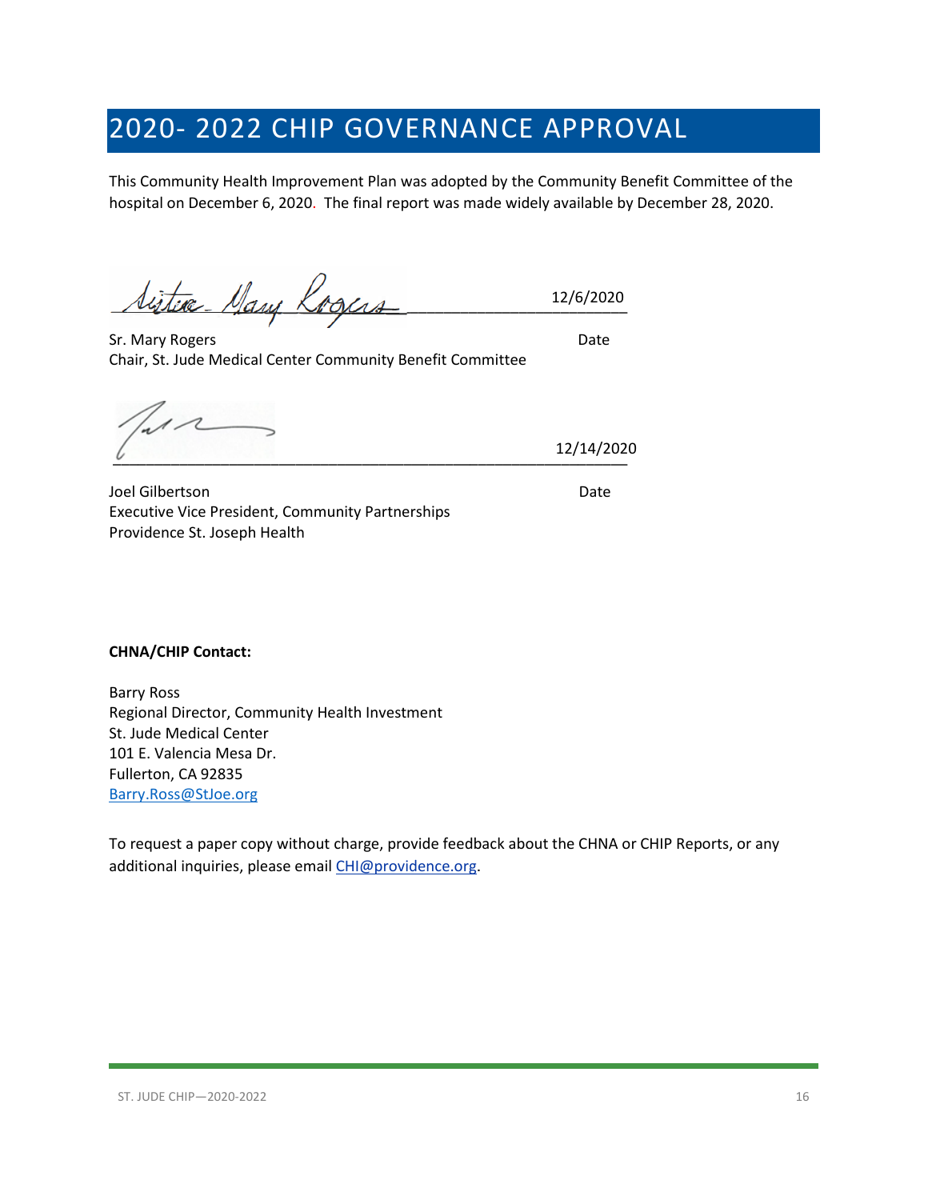# 2020- 2022 CHIP GOVERNANCE APPROVAL

This Community Health Improvement Plan was adopted by the Community Benefit Committee of the hospital on December 6, 2020. The final report was made widely available by December 28, 2020.

12/6/2020

Sr. Mary Rogers
Chair, St. Jude Medical Center Community Benefit Committee

Date

12/14/2020

Joel Gilbertson
Executive Vice President, Community Partnerships
Providence St. Joseph Health

Date

**CHNA/CHIP Contact:**

Barry Ross
Regional Director, Community Health Investment
St. Jude Medical Center
101 E. Valencia Mesa Dr.
Fullerton, CA 92835
Barry.Ross@StJoe.org

To request a paper copy without charge, provide feedback about the CHNA or CHIP Reports, or any additional inquiries, please email CHI@providence.org.